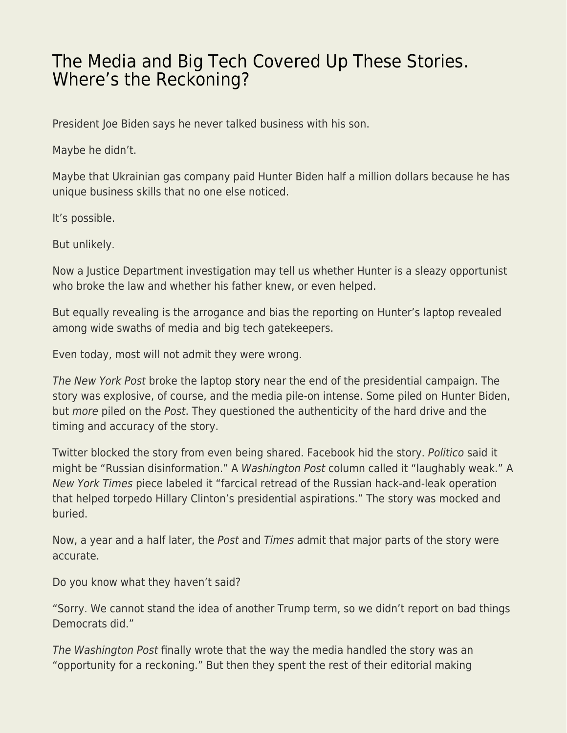# The Media and Big Tech Covered Up These Stories. Where's the Reckoning?

President Joe Biden says he never talked business with his son.

Maybe he didn't.

Maybe that Ukrainian gas company paid Hunter Biden half a million dollars because he has unique business skills that no one else noticed.

It's possible.

But unlikely.

Now a Justice Department investigation may tell us whether Hunter is a sleazy opportunist who broke the law and whether his father knew, or even helped.

But equally revealing is the arrogance and bias the reporting on Hunter's laptop revealed among wide swaths of media and big tech gatekeepers.

Even today, most will not admit they were wrong.

*The New York Post* broke the laptop story near the end of the presidential campaign. The story was explosive, of course, and the media pile-on intense. Some piled on Hunter Biden, but *more* piled on the *Post*. They questioned the authenticity of the hard drive and the timing and accuracy of the story.

Twitter blocked the story from even being shared. Facebook hid the story. *Politico* said it might be "Russian disinformation." A *Washington Post* column called it "laughably weak." A *New York Times* piece labeled it "farcical retread of the Russian hack-and-leak operation that helped torpedo Hillary Clinton's presidential aspirations." The story was mocked and buried.

Now, a year and a half later, the *Post* and *Times* admit that major parts of the story were accurate.

Do you know what they haven't said?

"Sorry. We cannot stand the idea of another Trump term, so we didn't report on bad things Democrats did."

*The Washington Post* finally wrote that the way the media handled the story was an "opportunity for a reckoning." But then they spent the rest of their editorial making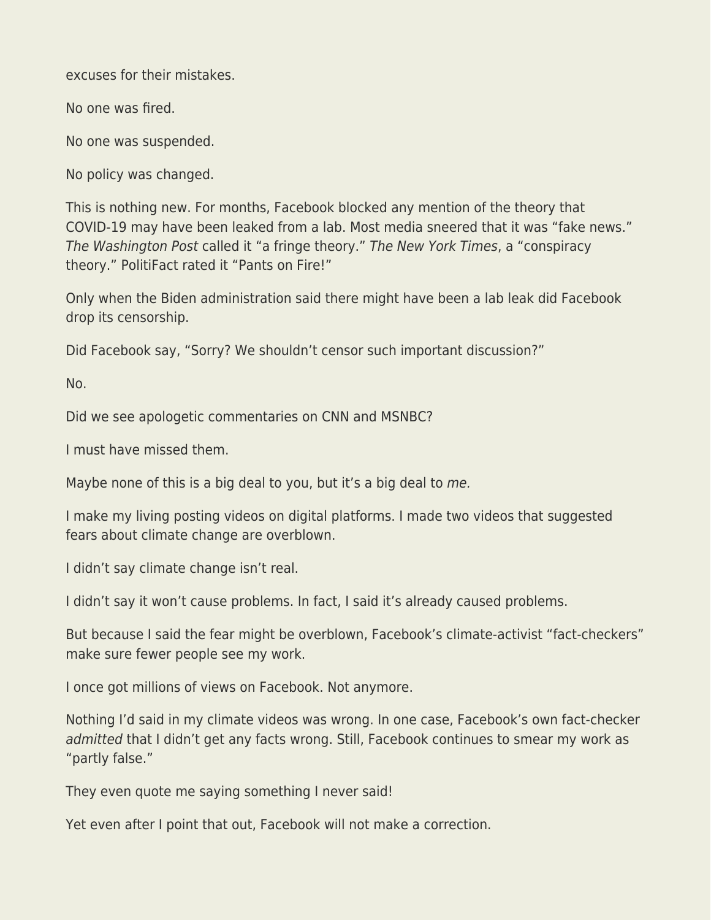excuses for their mistakes.

No one was fired.

No one was suspended.

No policy was changed.

This is nothing new. For months, Facebook blocked any mention of the theory that COVID-19 may have been leaked from a lab. Most media sneered that it was "fake news." *The Washington Post* called it "a fringe theory." *The New York Times*, a "conspiracy theory." PolitiFact rated it "Pants on Fire!"

Only when the Biden administration said there might have been a lab leak did Facebook drop its censorship.

Did Facebook say, "Sorry? We shouldn't censor such important discussion?"

No.

Did we see apologetic commentaries on CNN and MSNBC?

I must have missed them.

Maybe none of this is a big deal to you, but it's a big deal to *me.*

I make my living posting videos on digital platforms. I made two videos that suggested fears about climate change are overblown.

I didn't say climate change isn't real.

I didn't say it won't cause problems. In fact, I said it's already caused problems.

But because I said the fear might be overblown, Facebook's climate-activist "fact-checkers" make sure fewer people see my work.

I once got millions of views on Facebook. Not anymore.

Nothing I'd said in my climate videos was wrong. In one case, Facebook's own fact-checker *admitted* that I didn't get any facts wrong. Still, Facebook continues to smear my work as "partly false."

They even quote me saying something I never said!

Yet even after I point that out, Facebook will not make a correction.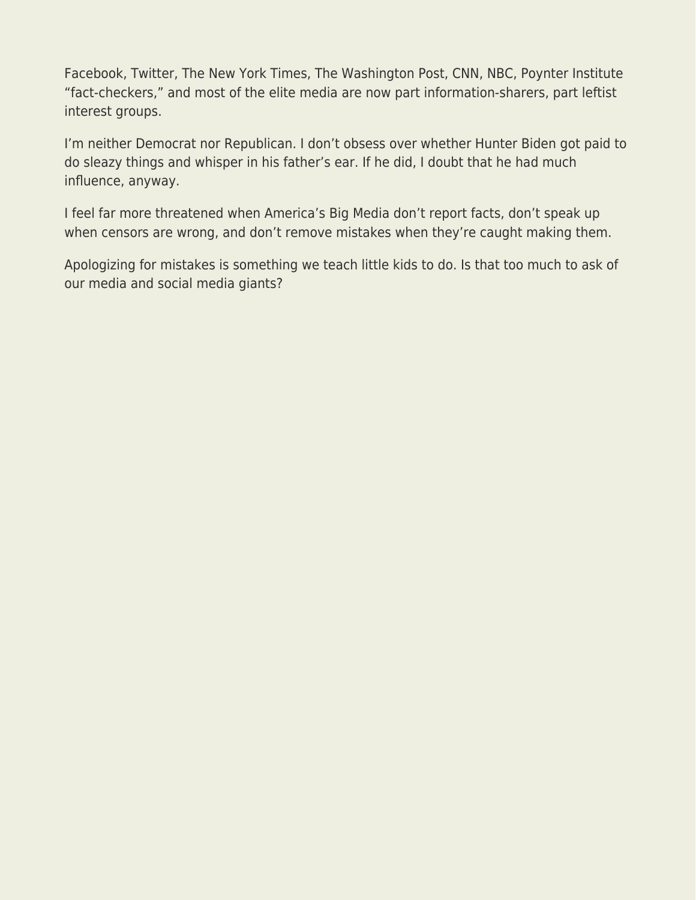Facebook, Twitter, The New York Times, The Washington Post, CNN, NBC, Poynter Institute "fact-checkers," and most of the elite media are now part information-sharers, part leftist interest groups.

I'm neither Democrat nor Republican. I don't obsess over whether Hunter Biden got paid to do sleazy things and whisper in his father's ear. If he did, I doubt that he had much influence, anyway.

I feel far more threatened when America's Big Media don't report facts, don't speak up when censors are wrong, and don't remove mistakes when they're caught making them.

Apologizing for mistakes is something we teach little kids to do. Is that too much to ask of our media and social media giants?